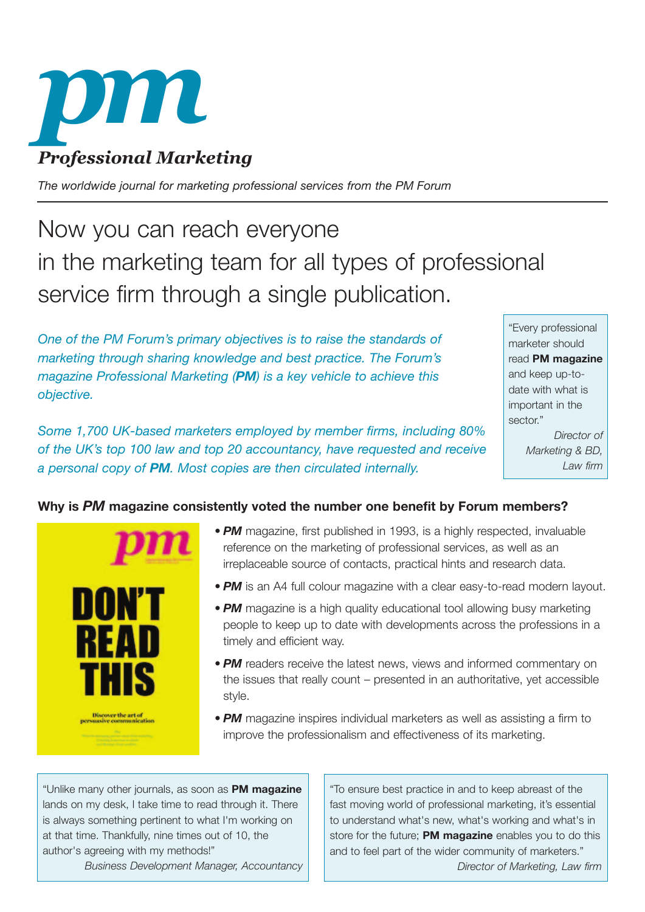# pm

## *Professional Marketing*

*The worldwide journal for marketing professional services from the PM Forum*

# Now you can reach everyone in the marketing team for all types of professional service firm through a single publication.

*One of the PM Forum's primary objectives is to raise the standards of marketing through sharing knowledge and best practice. The Forum's magazine Professional Marketing (**PM**) is a key vehicle to achieve this objective.*

*Some 1,700 UK-based marketers employed by member firms, including 80% of the UK's top 100 law and top 20 accountancy, have requested and receive a personal copy of **PM**. Most copies are then circulated internally.*

> "Every professional marketer should read **PM magazine** and keep up-to-date with what is important in the sector."
>
> *Director of Marketing & BD, Law firm*

### Why is *PM* magazine consistently voted the number one benefit by Forum members?

- ***PM*** magazine, first published in 1993, is a highly respected, invaluable reference on the marketing of professional services, as well as an irreplaceable source of contacts, practical hints and research data.
- ***PM*** is an A4 full colour magazine with a clear easy-to-read modern layout.
- ***PM*** magazine is a high quality educational tool allowing busy marketing people to keep up to date with developments across the professions in a timely and efficient way.
- ***PM*** readers receive the latest news, views and informed commentary on the issues that really count – presented in an authoritative, yet accessible style.
- ***PM*** magazine inspires individual marketers as well as assisting a firm to improve the professionalism and effectiveness of its marketing.

> "Unlike many other journals, as soon as **PM magazine** lands on my desk, I take time to read through it. There is always something pertinent to what I'm working on at that time. Thankfully, nine times out of 10, the author's agreeing with my methods!"
>
> *Business Development Manager, Accountancy*

> "To ensure best practice in and to keep abreast of the fast moving world of professional marketing, it's essential to understand what's new, what's working and what's in store for the future; **PM magazine** enables you to do this and to feel part of the wider community of marketers."
>
> *Director of Marketing, Law firm*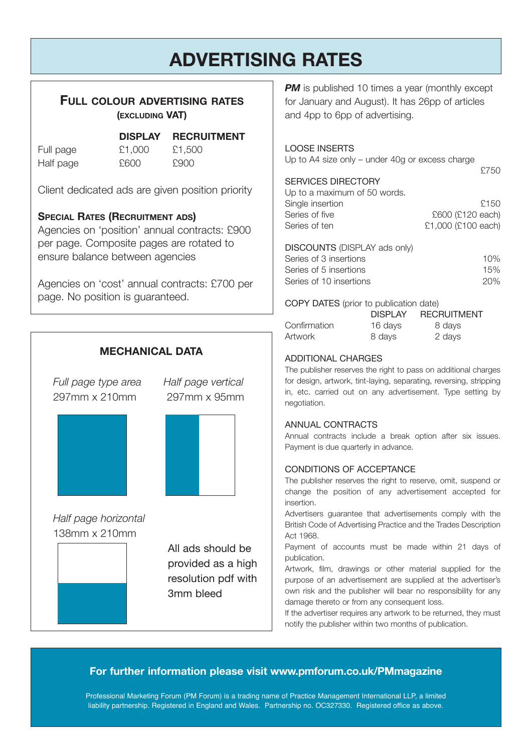# ADVERTISING RATES

## FULL COLOUR ADVERTISING RATES
**(EXCLUDING VAT)**

| | DISPLAY | RECRUITMENT |
|---|---|---|
| Full page | £1,000 | £1,500 |
| Half page | £600 | £900 |

Client dedicated ads are given position priority

**SPECIAL RATES (RECRUITMENT ADS)**

Agencies on 'position' annual contracts: £900 per page. Composite pages are rotated to ensure balance between agencies

Agencies on 'cost' annual contracts: £700 per page. No position is guaranteed.

## MECHANICAL DATA

*Full page type area*
297mm x 210mm

*Half page vertical*
297mm x 95mm

*Half page horizontal*
138mm x 210mm

All ads should be provided as a high resolution pdf with 3mm bleed

***PM*** is published 10 times a year (monthly except for January and August). It has 26pp of articles and 4pp to 6pp of advertising.

LOOSE INSERTS

Up to A4 size only – under 40g or excess charge £750

SERVICES DIRECTORY

Up to a maximum of 50 words.

| | |
|---|---|
| Single insertion | £150 |
| Series of five | £600 (£120 each) |
| Series of ten | £1,000 (£100 each) |

DISCOUNTS (DISPLAY ads only)

| | |
|---|---|
| Series of 3 insertions | 10% |
| Series of 5 insertions | 15% |
| Series of 10 insertions | 20% |

COPY DATES (prior to publication date)

| | DISPLAY | RECRUITMENT |
|---|---|---|
| Confirmation | 16 days | 8 days |
| Artwork | 8 days | 2 days |

ADDITIONAL CHARGES

The publisher reserves the right to pass on additional charges for design, artwork, tint-laying, separating, reversing, stripping in, etc. carried out on any advertisement. Type setting by negotiation.

ANNUAL CONTRACTS

Annual contracts include a break option after six issues. Payment is due quarterly in advance.

CONDITIONS OF ACCEPTANCE

The publisher reserves the right to reserve, omit, suspend or change the position of any advertisement accepted for insertion.

Advertisers guarantee that advertisements comply with the British Code of Advertising Practice and the Trades Description Act 1968.

Payment of accounts must be made within 21 days of publication.

Artwork, film, drawings or other material supplied for the purpose of an advertisement are supplied at the advertiser's own risk and the publisher will bear no responsibility for any damage thereto or from any consequent loss.

If the advertiser requires any artwork to be returned, they must notify the publisher within two months of publication.

**For further information please visit www.pmforum.co.uk/PMmagazine**

Professional Marketing Forum (PM Forum) is a trading name of Practice Management International LLP, a limited liability partnership. Registered in England and Wales. Partnership no. OC327330. Registered office as above.